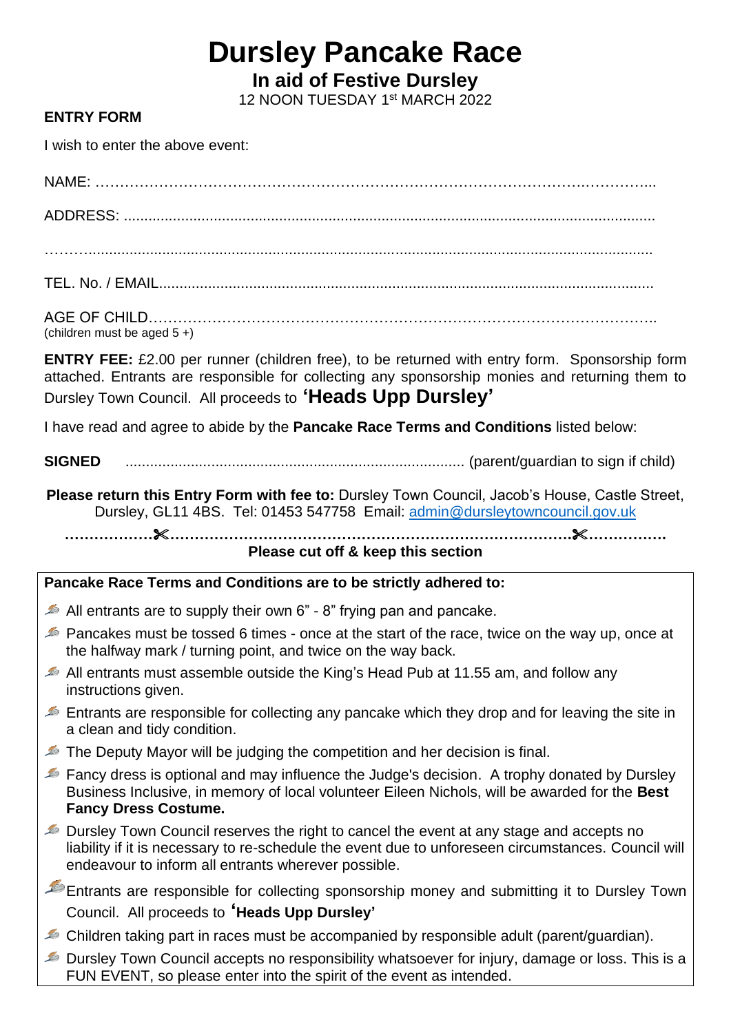# Dursley Pancake Race

## In aid of Festive Dursley

12 NOON TUESDAY 1st MARCH 2022

**ENTRY FORM**

I wish to enter the above event:

NAME: …………………………………………………………………………………………………...

ADDRESS: ..................................................................................................................................

………......................................................................................................................................

TEL. No. / EMAIL.......................................................................................................................

AGE OF CHILD………………………………………………………………………………………..
(children must be aged 5 +)

**ENTRY FEE:** £2.00 per runner (children free), to be returned with entry form. Sponsorship form attached. Entrants are responsible for collecting any sponsorship monies and returning them to Dursley Town Council. All proceeds to **'Heads Upp Dursley'**

I have read and agree to abide by the **Pancake Race Terms and Conditions** listed below:

**SIGNED** .................................................................................. (parent/guardian to sign if child)

**Please return this Entry Form with fee to:** Dursley Town Council, Jacob's House, Castle Street, Dursley, GL11 4BS. Tel: 01453 547758 Email: admin@dursleytowncouncil.gov.uk

**………………✂……………………………………………………………………….✂…………….**

**Please cut off & keep this section**

**Pancake Race Terms and Conditions are to be strictly adhered to:**

- All entrants are to supply their own 6" - 8" frying pan and pancake.
- Pancakes must be tossed 6 times - once at the start of the race, twice on the way up, once at the halfway mark / turning point, and twice on the way back.
- All entrants must assemble outside the King's Head Pub at 11.55 am, and follow any instructions given.
- Entrants are responsible for collecting any pancake which they drop and for leaving the site in a clean and tidy condition.
- The Deputy Mayor will be judging the competition and her decision is final.
- Fancy dress is optional and may influence the Judge's decision. A trophy donated by Dursley Business Inclusive, in memory of local volunteer Eileen Nichols, will be awarded for the **Best Fancy Dress Costume.**
- Dursley Town Council reserves the right to cancel the event at any stage and accepts no liability if it is necessary to re-schedule the event due to unforeseen circumstances. Council will endeavour to inform all entrants wherever possible.
- Entrants are responsible for collecting sponsorship money and submitting it to Dursley Town Council. All proceeds to **'Heads Upp Dursley'**
- Children taking part in races must be accompanied by responsible adult (parent/guardian).
- Dursley Town Council accepts no responsibility whatsoever for injury, damage or loss. This is a FUN EVENT, so please enter into the spirit of the event as intended.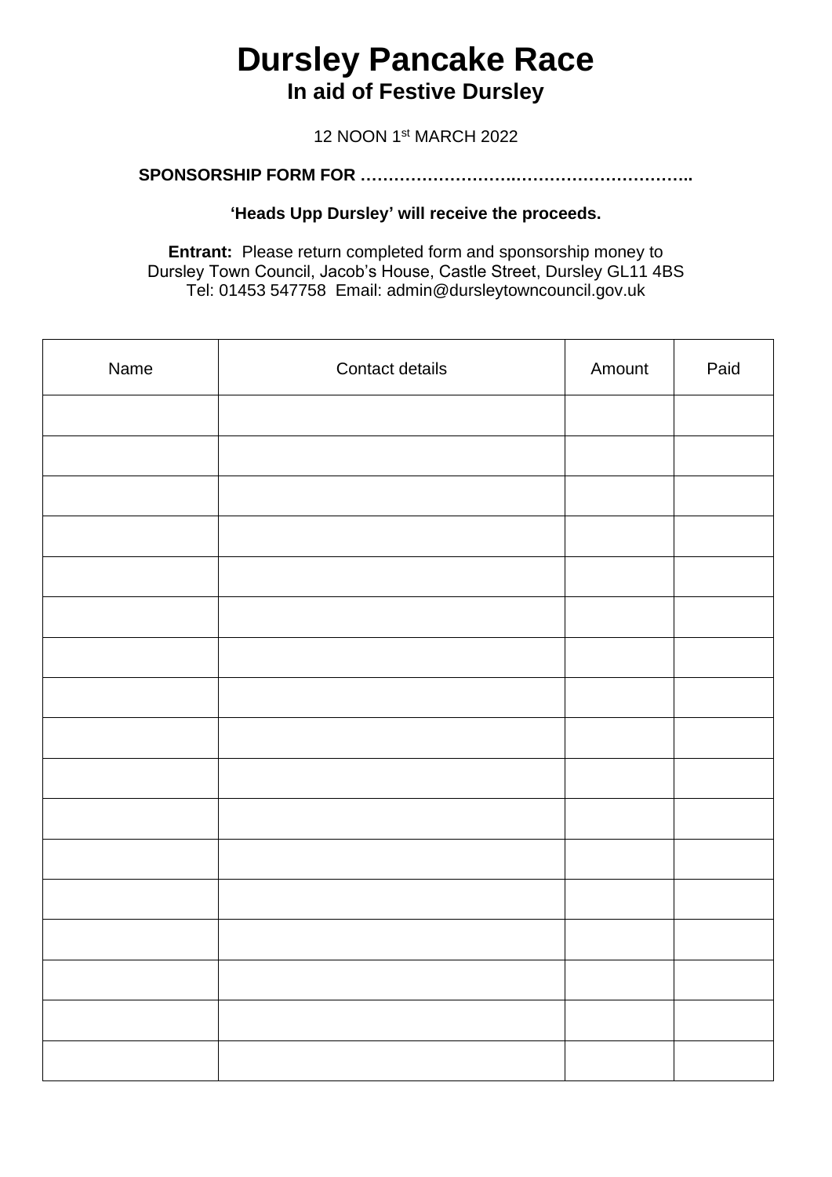# Dursley Pancake Race

## In aid of Festive Dursley

12 NOON 1st MARCH 2022

**SPONSORSHIP FORM FOR …………………….…………………………..**

**'Heads Upp Dursley' will receive the proceeds.**

**Entrant:** Please return completed form and sponsorship money to Dursley Town Council, Jacob's House, Castle Street, Dursley GL11 4BS Tel: 01453 547758 Email: admin@dursleytowncouncil.gov.uk

| Name | Contact details | Amount | Paid |
|---|---|---|---|
| | | | |
| | | | |
| | | | |
| | | | |
| | | | |
| | | | |
| | | | |
| | | | |
| | | | |
| | | | |
| | | | |
| | | | |
| | | | |
| | | | |
| | | | |
| | | | |
| | | | |